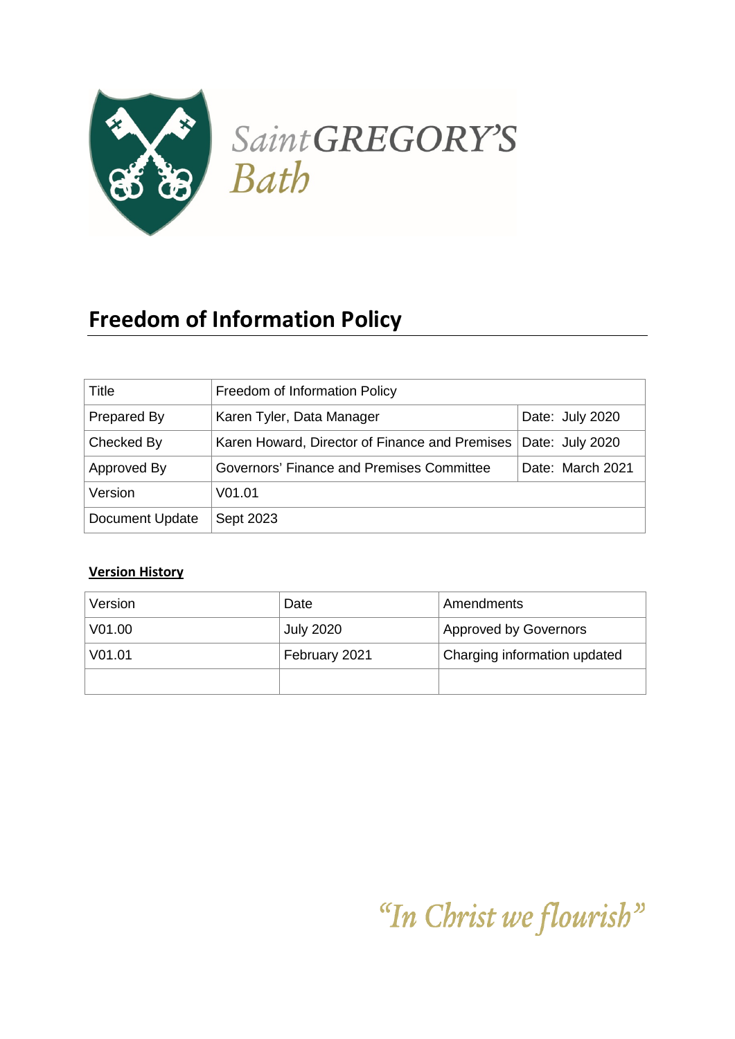Saint GREGORY'S Bath

# Freedom of Information Policy

| Title | Freedom of Information Policy | |
|---|---|---|
| Prepared By | Karen Tyler, Data Manager | Date: July 2020 |
| Checked By | Karen Howard, Director of Finance and Premises | Date: July 2020 |
| Approved By | Governors' Finance and Premises Committee | Date: March 2021 |
| Version | V01.01 | |
| Document Update | Sept 2023 | |

**Version History**

| Version | Date | Amendments |
|---|---|---|
| V01.00 | July 2020 | Approved by Governors |
| V01.01 | February 2021 | Charging information updated |
| | | |

*"In Christ we flourish"*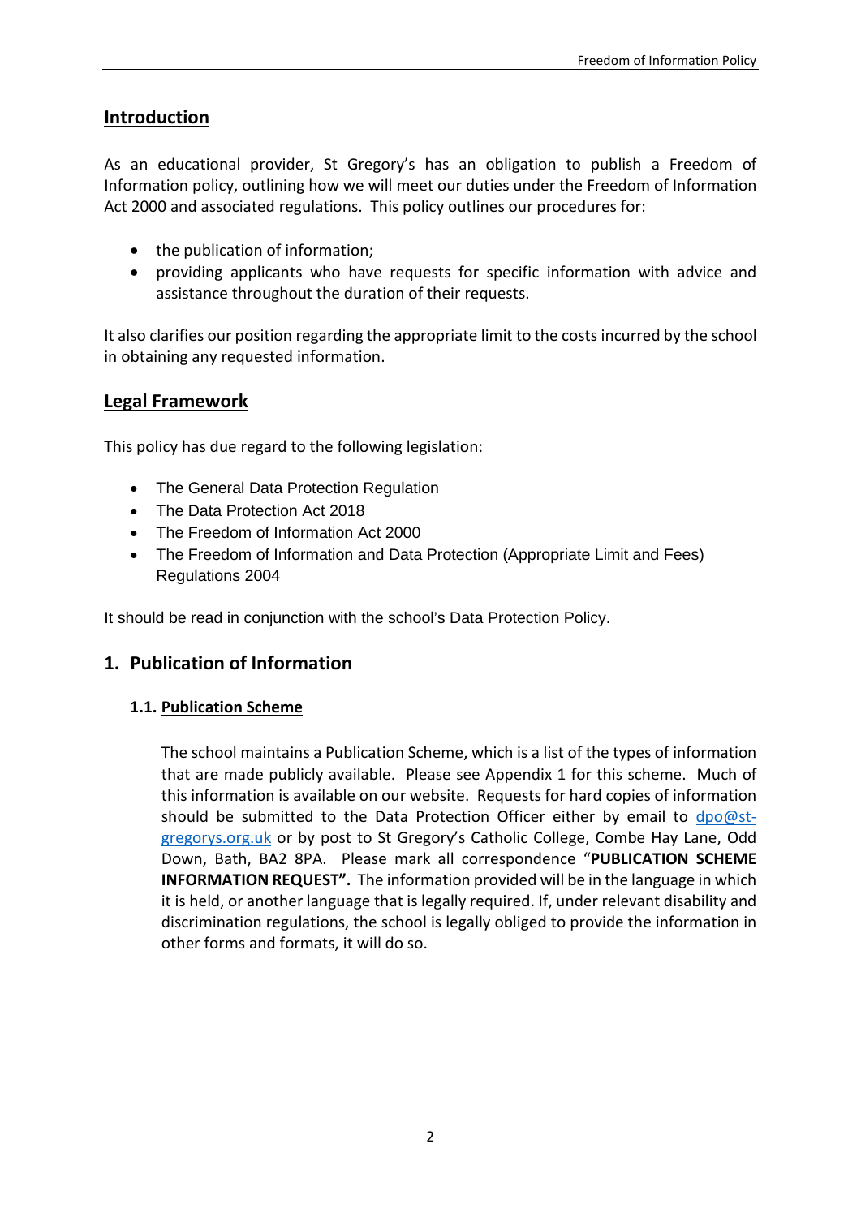## Introduction

As an educational provider, St Gregory's has an obligation to publish a Freedom of Information policy, outlining how we will meet our duties under the Freedom of Information Act 2000 and associated regulations. This policy outlines our procedures for:

- the publication of information;
- providing applicants who have requests for specific information with advice and assistance throughout the duration of their requests.

It also clarifies our position regarding the appropriate limit to the costs incurred by the school in obtaining any requested information.

## Legal Framework

This policy has due regard to the following legislation:

- The General Data Protection Regulation
- The Data Protection Act 2018
- The Freedom of Information Act 2000
- The Freedom of Information and Data Protection (Appropriate Limit and Fees) Regulations 2004

It should be read in conjunction with the school's Data Protection Policy.

## 1. Publication of Information

### 1.1. Publication Scheme

The school maintains a Publication Scheme, which is a list of the types of information that are made publicly available. Please see Appendix 1 for this scheme. Much of this information is available on our website. Requests for hard copies of information should be submitted to the Data Protection Officer either by email to dpo@st-gregorys.org.uk or by post to St Gregory's Catholic College, Combe Hay Lane, Odd Down, Bath, BA2 8PA. Please mark all correspondence "**PUBLICATION SCHEME INFORMATION REQUEST".** The information provided will be in the language in which it is held, or another language that is legally required. If, under relevant disability and discrimination regulations, the school is legally obliged to provide the information in other forms and formats, it will do so.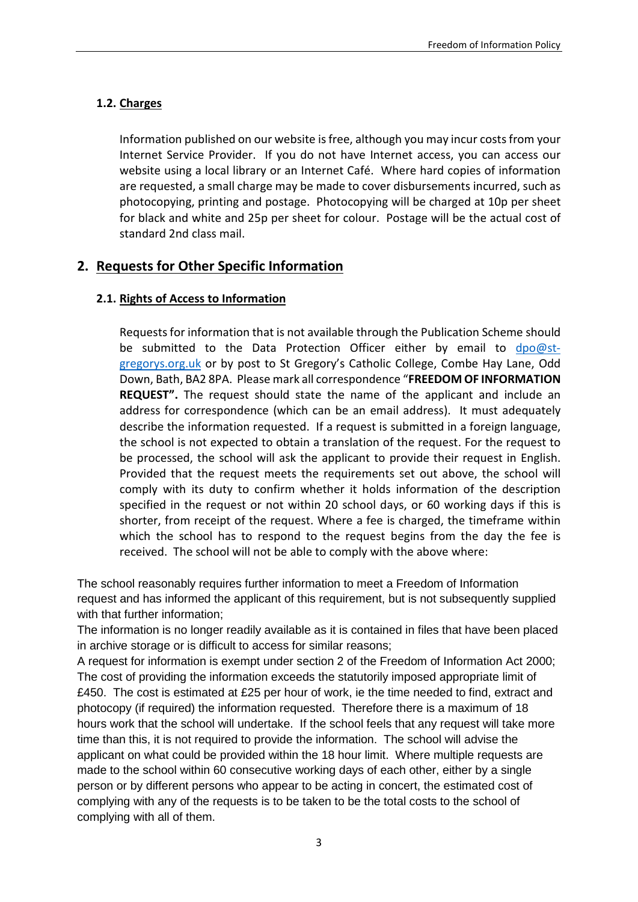### 1.2. Charges

Information published on our website is free, although you may incur costs from your Internet Service Provider. If you do not have Internet access, you can access our website using a local library or an Internet Café. Where hard copies of information are requested, a small charge may be made to cover disbursements incurred, such as photocopying, printing and postage. Photocopying will be charged at 10p per sheet for black and white and 25p per sheet for colour. Postage will be the actual cost of standard 2nd class mail.

## 2. Requests for Other Specific Information

### 2.1. Rights of Access to Information

Requests for information that is not available through the Publication Scheme should be submitted to the Data Protection Officer either by email to dpo@st-gregorys.org.uk or by post to St Gregory's Catholic College, Combe Hay Lane, Odd Down, Bath, BA2 8PA. Please mark all correspondence "**FREEDOM OF INFORMATION REQUEST".** The request should state the name of the applicant and include an address for correspondence (which can be an email address). It must adequately describe the information requested. If a request is submitted in a foreign language, the school is not expected to obtain a translation of the request. For the request to be processed, the school will ask the applicant to provide their request in English. Provided that the request meets the requirements set out above, the school will comply with its duty to confirm whether it holds information of the description specified in the request or not within 20 school days, or 60 working days if this is shorter, from receipt of the request. Where a fee is charged, the timeframe within which the school has to respond to the request begins from the day the fee is received. The school will not be able to comply with the above where:

The school reasonably requires further information to meet a Freedom of Information request and has informed the applicant of this requirement, but is not subsequently supplied with that further information;

The information is no longer readily available as it is contained in files that have been placed in archive storage or is difficult to access for similar reasons;

A request for information is exempt under section 2 of the Freedom of Information Act 2000;

The cost of providing the information exceeds the statutorily imposed appropriate limit of £450. The cost is estimated at £25 per hour of work, ie the time needed to find, extract and photocopy (if required) the information requested. Therefore there is a maximum of 18 hours work that the school will undertake. If the school feels that any request will take more time than this, it is not required to provide the information. The school will advise the applicant on what could be provided within the 18 hour limit. Where multiple requests are made to the school within 60 consecutive working days of each other, either by a single person or by different persons who appear to be acting in concert, the estimated cost of complying with any of the requests is to be taken to be the total costs to the school of complying with all of them.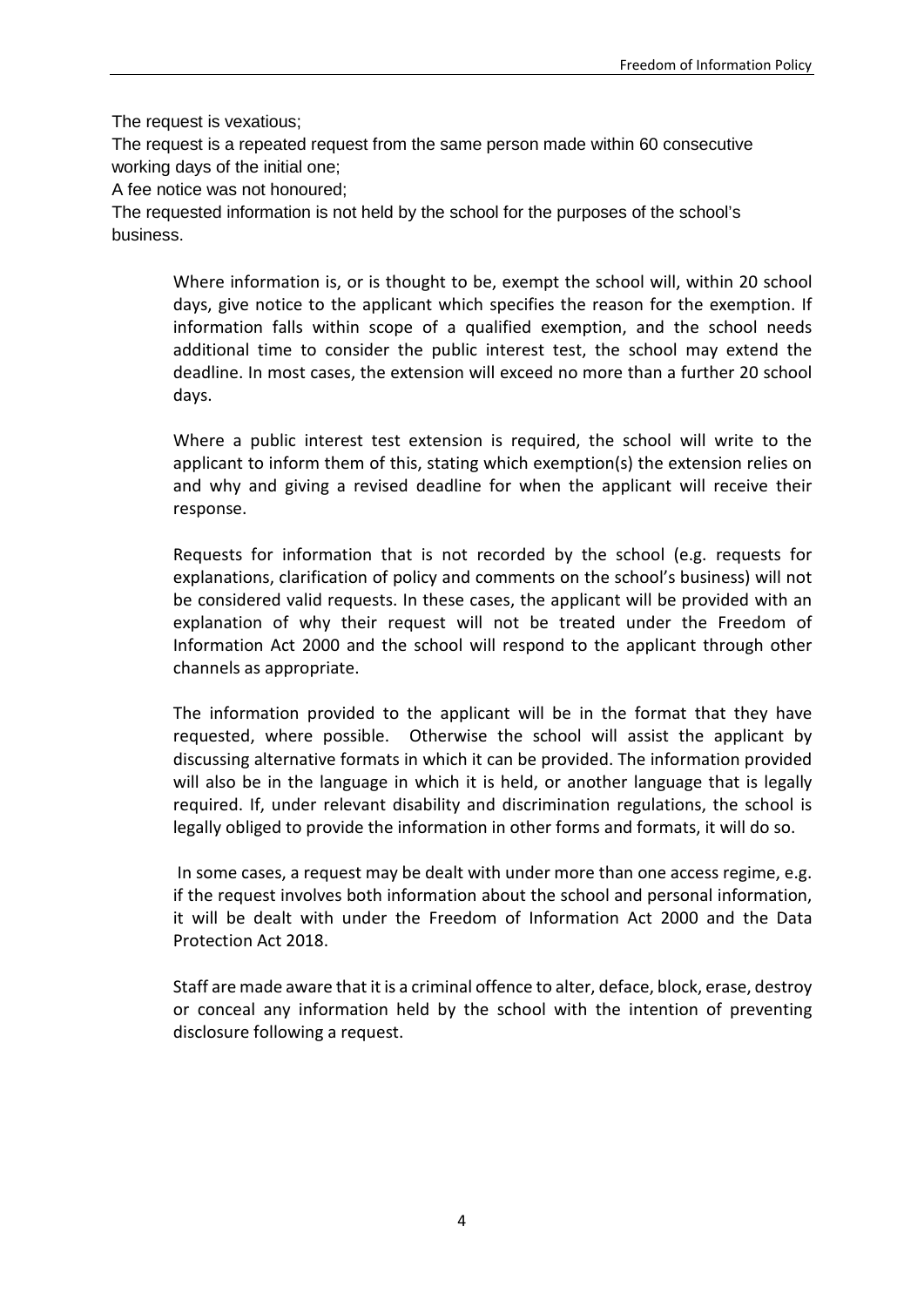The request is vexatious;

The request is a repeated request from the same person made within 60 consecutive working days of the initial one;

A fee notice was not honoured;

The requested information is not held by the school for the purposes of the school's business.

Where information is, or is thought to be, exempt the school will, within 20 school days, give notice to the applicant which specifies the reason for the exemption. If information falls within scope of a qualified exemption, and the school needs additional time to consider the public interest test, the school may extend the deadline. In most cases, the extension will exceed no more than a further 20 school days.

Where a public interest test extension is required, the school will write to the applicant to inform them of this, stating which exemption(s) the extension relies on and why and giving a revised deadline for when the applicant will receive their response.

Requests for information that is not recorded by the school (e.g. requests for explanations, clarification of policy and comments on the school's business) will not be considered valid requests. In these cases, the applicant will be provided with an explanation of why their request will not be treated under the Freedom of Information Act 2000 and the school will respond to the applicant through other channels as appropriate.

The information provided to the applicant will be in the format that they have requested, where possible. Otherwise the school will assist the applicant by discussing alternative formats in which it can be provided. The information provided will also be in the language in which it is held, or another language that is legally required. If, under relevant disability and discrimination regulations, the school is legally obliged to provide the information in other forms and formats, it will do so.

In some cases, a request may be dealt with under more than one access regime, e.g. if the request involves both information about the school and personal information, it will be dealt with under the Freedom of Information Act 2000 and the Data Protection Act 2018.

Staff are made aware that it is a criminal offence to alter, deface, block, erase, destroy or conceal any information held by the school with the intention of preventing disclosure following a request.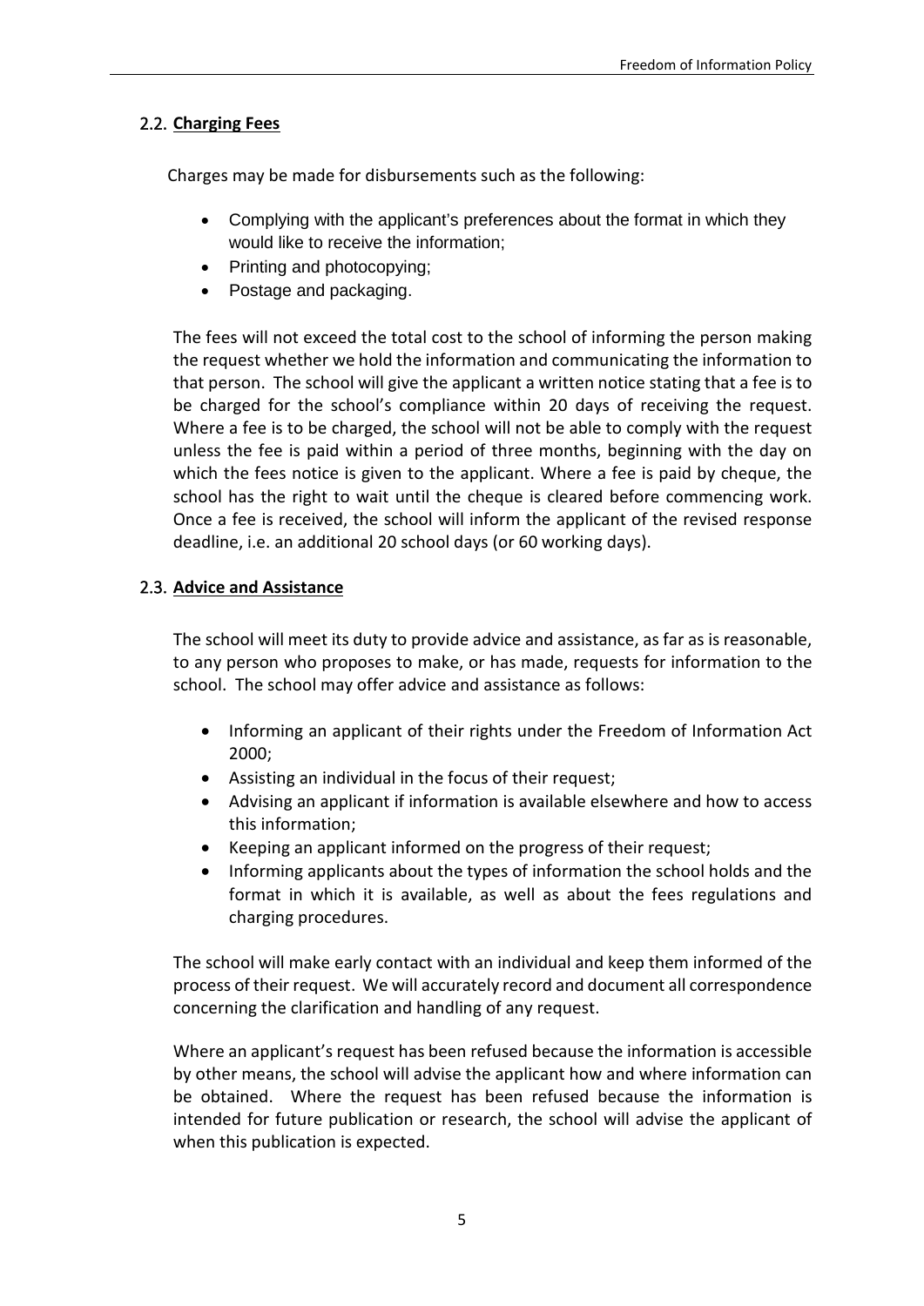## 2.2. Charging Fees

Charges may be made for disbursements such as the following:

- Complying with the applicant's preferences about the format in which they would like to receive the information;
- Printing and photocopying;
- Postage and packaging.

The fees will not exceed the total cost to the school of informing the person making the request whether we hold the information and communicating the information to that person. The school will give the applicant a written notice stating that a fee is to be charged for the school's compliance within 20 days of receiving the request. Where a fee is to be charged, the school will not be able to comply with the request unless the fee is paid within a period of three months, beginning with the day on which the fees notice is given to the applicant. Where a fee is paid by cheque, the school has the right to wait until the cheque is cleared before commencing work. Once a fee is received, the school will inform the applicant of the revised response deadline, i.e. an additional 20 school days (or 60 working days).

## 2.3. Advice and Assistance

The school will meet its duty to provide advice and assistance, as far as is reasonable, to any person who proposes to make, or has made, requests for information to the school. The school may offer advice and assistance as follows:

- Informing an applicant of their rights under the Freedom of Information Act 2000;
- Assisting an individual in the focus of their request;
- Advising an applicant if information is available elsewhere and how to access this information;
- Keeping an applicant informed on the progress of their request;
- Informing applicants about the types of information the school holds and the format in which it is available, as well as about the fees regulations and charging procedures.

The school will make early contact with an individual and keep them informed of the process of their request. We will accurately record and document all correspondence concerning the clarification and handling of any request.

Where an applicant's request has been refused because the information is accessible by other means, the school will advise the applicant how and where information can be obtained. Where the request has been refused because the information is intended for future publication or research, the school will advise the applicant of when this publication is expected.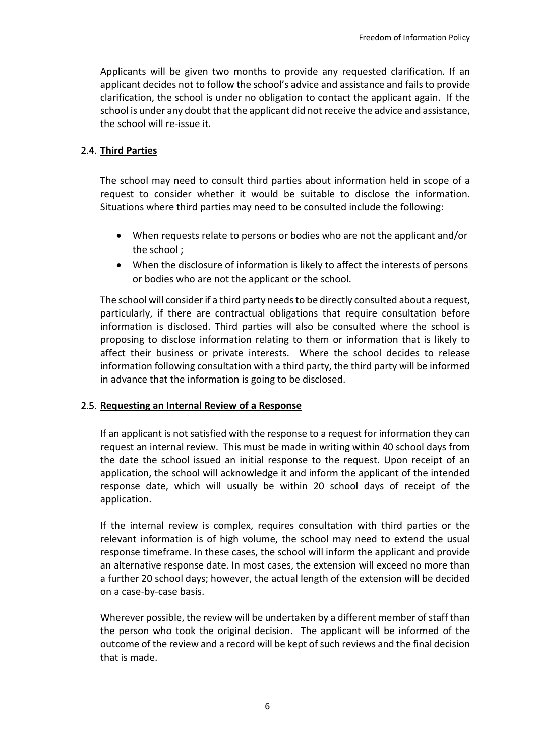Applicants will be given two months to provide any requested clarification. If an applicant decides not to follow the school's advice and assistance and fails to provide clarification, the school is under no obligation to contact the applicant again. If the school is under any doubt that the applicant did not receive the advice and assistance, the school will re-issue it.

### 2.4. Third Parties

The school may need to consult third parties about information held in scope of a request to consider whether it would be suitable to disclose the information. Situations where third parties may need to be consulted include the following:

- When requests relate to persons or bodies who are not the applicant and/or the school ;
- When the disclosure of information is likely to affect the interests of persons or bodies who are not the applicant or the school.

The school will consider if a third party needs to be directly consulted about a request, particularly, if there are contractual obligations that require consultation before information is disclosed. Third parties will also be consulted where the school is proposing to disclose information relating to them or information that is likely to affect their business or private interests. Where the school decides to release information following consultation with a third party, the third party will be informed in advance that the information is going to be disclosed.

### 2.5. Requesting an Internal Review of a Response

If an applicant is not satisfied with the response to a request for information they can request an internal review. This must be made in writing within 40 school days from the date the school issued an initial response to the request. Upon receipt of an application, the school will acknowledge it and inform the applicant of the intended response date, which will usually be within 20 school days of receipt of the application.

If the internal review is complex, requires consultation with third parties or the relevant information is of high volume, the school may need to extend the usual response timeframe. In these cases, the school will inform the applicant and provide an alternative response date. In most cases, the extension will exceed no more than a further 20 school days; however, the actual length of the extension will be decided on a case-by-case basis.

Wherever possible, the review will be undertaken by a different member of staff than the person who took the original decision. The applicant will be informed of the outcome of the review and a record will be kept of such reviews and the final decision that is made.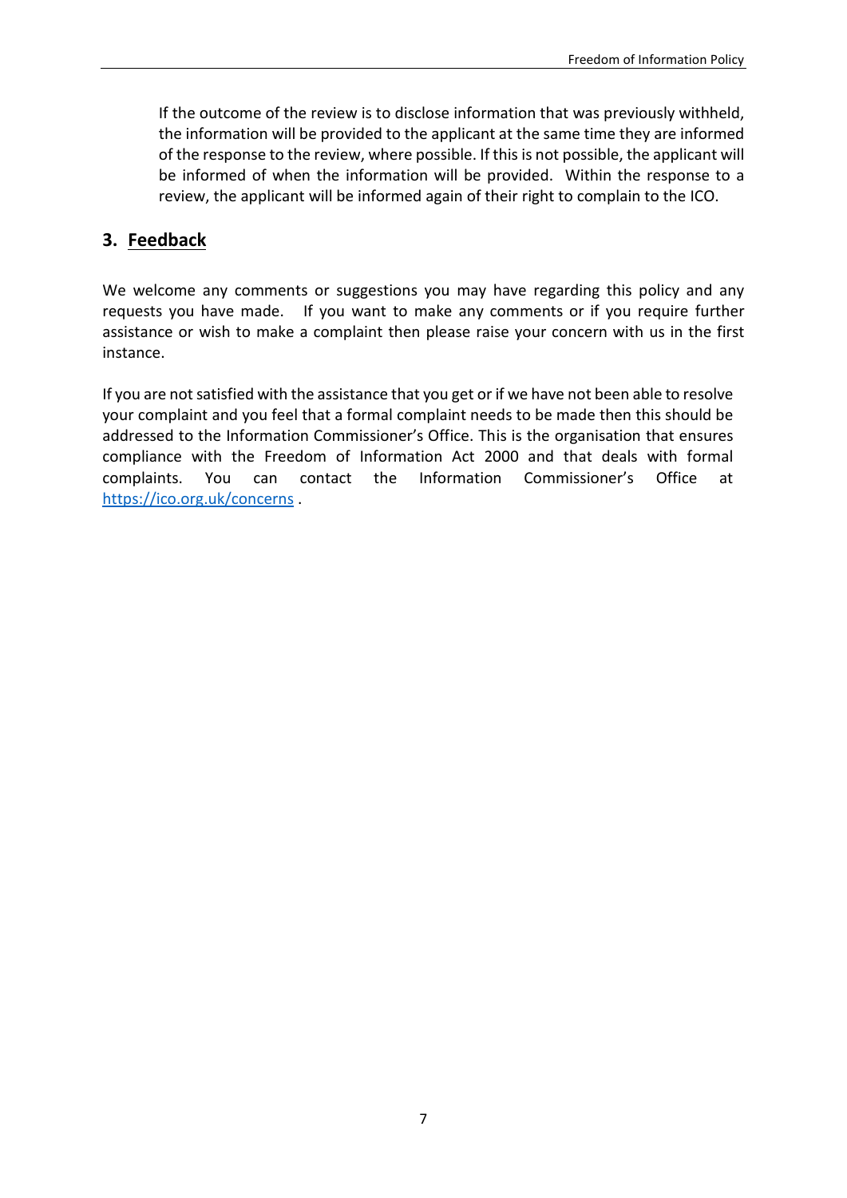If the outcome of the review is to disclose information that was previously withheld, the information will be provided to the applicant at the same time they are informed of the response to the review, where possible. If this is not possible, the applicant will be informed of when the information will be provided. Within the response to a review, the applicant will be informed again of their right to complain to the ICO.

## 3. Feedback

We welcome any comments or suggestions you may have regarding this policy and any requests you have made. If you want to make any comments or if you require further assistance or wish to make a complaint then please raise your concern with us in the first instance.

If you are not satisfied with the assistance that you get or if we have not been able to resolve your complaint and you feel that a formal complaint needs to be made then this should be addressed to the Information Commissioner's Office. This is the organisation that ensures compliance with the Freedom of Information Act 2000 and that deals with formal complaints. You can contact the Information Commissioner's Office at [https://ico.org.uk/concerns](https://ico.org.uk/concerns) .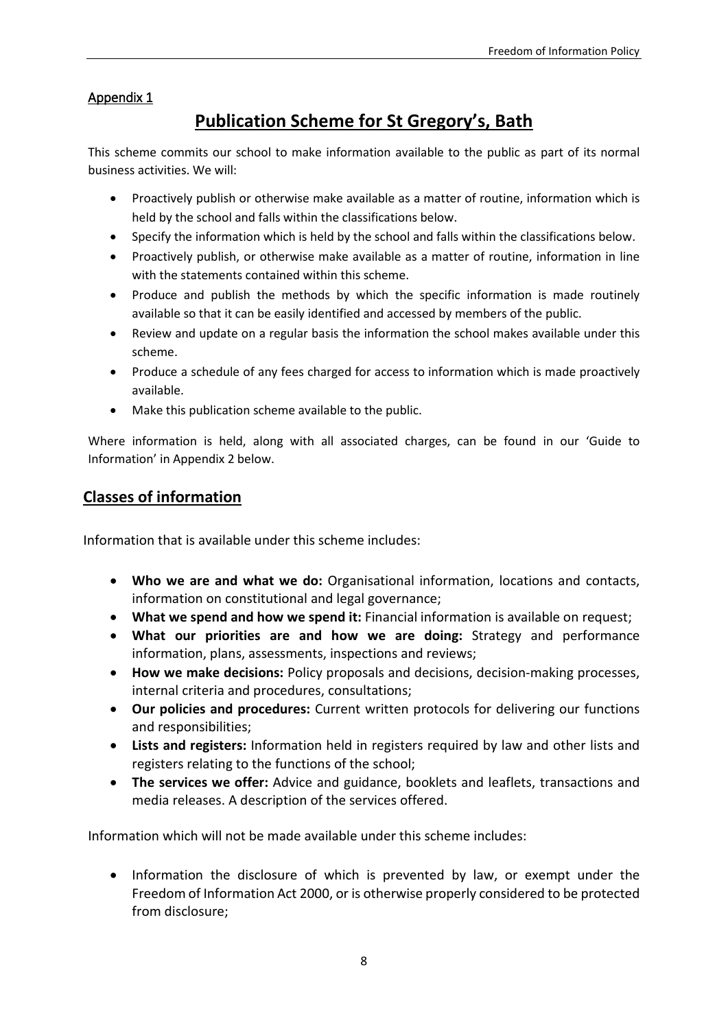Appendix 1

# Publication Scheme for St Gregory's, Bath

This scheme commits our school to make information available to the public as part of its normal business activities. We will:

- Proactively publish or otherwise make available as a matter of routine, information which is held by the school and falls within the classifications below.
- Specify the information which is held by the school and falls within the classifications below.
- Proactively publish, or otherwise make available as a matter of routine, information in line with the statements contained within this scheme.
- Produce and publish the methods by which the specific information is made routinely available so that it can be easily identified and accessed by members of the public.
- Review and update on a regular basis the information the school makes available under this scheme.
- Produce a schedule of any fees charged for access to information which is made proactively available.
- Make this publication scheme available to the public.

Where information is held, along with all associated charges, can be found in our 'Guide to Information' in Appendix 2 below.

## Classes of information

Information that is available under this scheme includes:

- **Who we are and what we do:** Organisational information, locations and contacts, information on constitutional and legal governance;
- **What we spend and how we spend it:** Financial information is available on request;
- **What our priorities are and how we are doing:** Strategy and performance information, plans, assessments, inspections and reviews;
- **How we make decisions:** Policy proposals and decisions, decision-making processes, internal criteria and procedures, consultations;
- **Our policies and procedures:** Current written protocols for delivering our functions and responsibilities;
- **Lists and registers:** Information held in registers required by law and other lists and registers relating to the functions of the school;
- **The services we offer:** Advice and guidance, booklets and leaflets, transactions and media releases. A description of the services offered.

Information which will not be made available under this scheme includes:

- Information the disclosure of which is prevented by law, or exempt under the Freedom of Information Act 2000, or is otherwise properly considered to be protected from disclosure;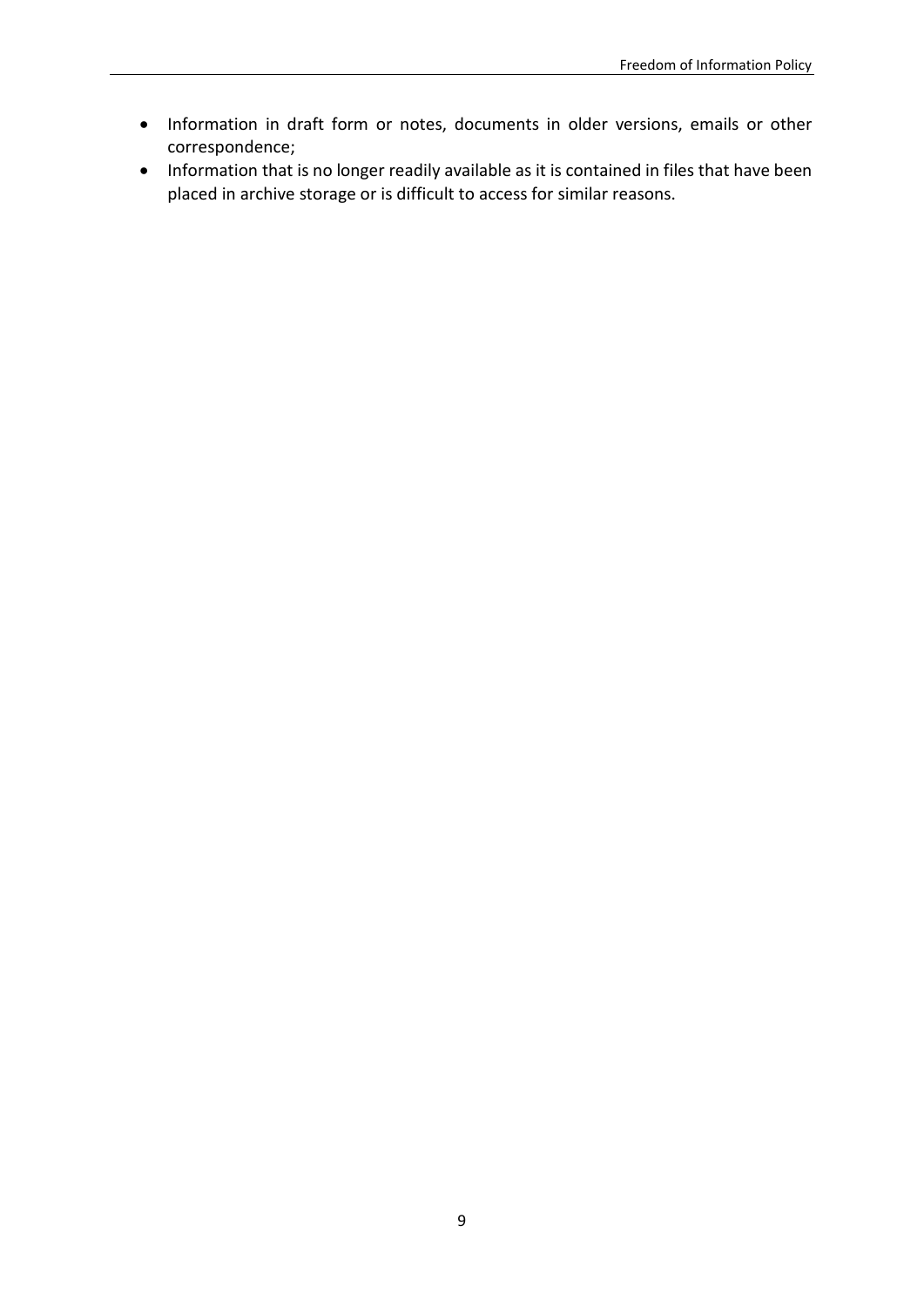- Information in draft form or notes, documents in older versions, emails or other correspondence;
- Information that is no longer readily available as it is contained in files that have been placed in archive storage or is difficult to access for similar reasons.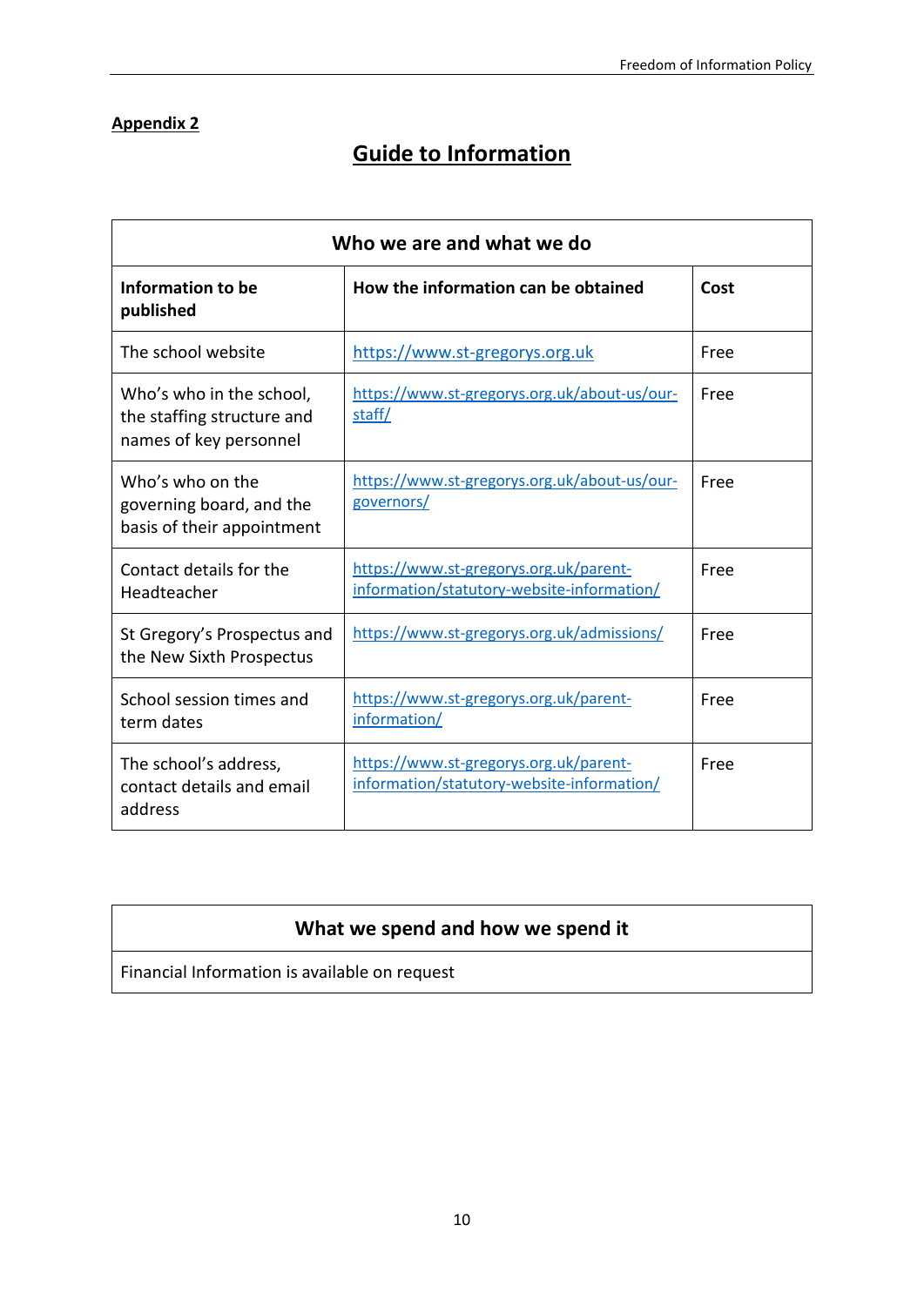**Appendix 2**

# Guide to Information

| Who we are and what we do | | |
|---|---|---|
| **Information to be published** | **How the information can be obtained** | **Cost** |
| The school website | https://www.st-gregorys.org.uk | Free |
| Who's who in the school, the staffing structure and names of key personnel | https://www.st-gregorys.org.uk/about-us/our-staff/ | Free |
| Who's who on the governing board, and the basis of their appointment | https://www.st-gregorys.org.uk/about-us/our-governors/ | Free |
| Contact details for the Headteacher | https://www.st-gregorys.org.uk/parent-information/statutory-website-information/ | Free |
| St Gregory's Prospectus and the New Sixth Prospectus | https://www.st-gregorys.org.uk/admissions/ | Free |
| School session times and term dates | https://www.st-gregorys.org.uk/parent-information/ | Free |
| The school's address, contact details and email address | https://www.st-gregorys.org.uk/parent-information/statutory-website-information/ | Free |

| What we spend and how we spend it |
|---|
| Financial Information is available on request |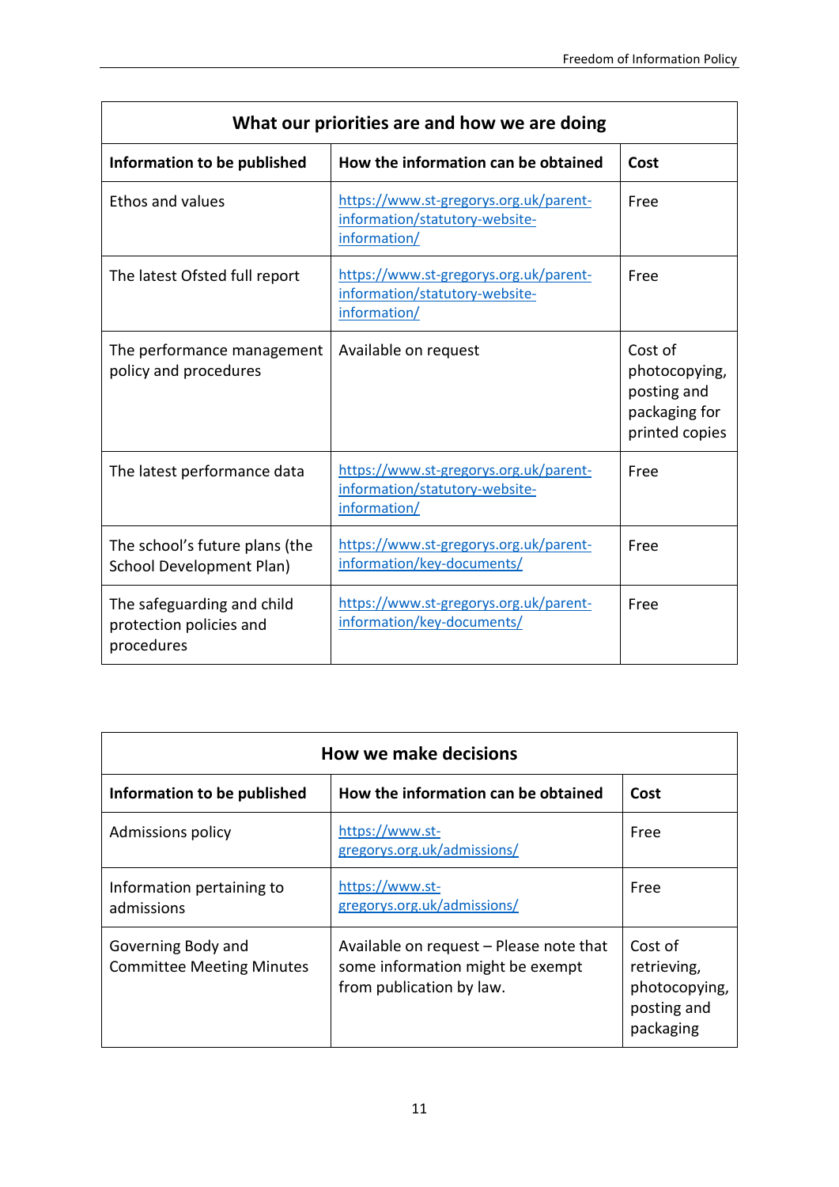| What our priorities are and how we are doing | | |
|---|---|---|
| **Information to be published** | **How the information can be obtained** | **Cost** |
| Ethos and values | https://www.st-gregorys.org.uk/parent-information/statutory-website-information/ | Free |
| The latest Ofsted full report | https://www.st-gregorys.org.uk/parent-information/statutory-website-information/ | Free |
| The performance management policy and procedures | Available on request | Cost of photocopying, posting and packaging for printed copies |
| The latest performance data | https://www.st-gregorys.org.uk/parent-information/statutory-website-information/ | Free |
| The school's future plans (the School Development Plan) | https://www.st-gregorys.org.uk/parent-information/key-documents/ | Free |
| The safeguarding and child protection policies and procedures | https://www.st-gregorys.org.uk/parent-information/key-documents/ | Free |

| How we make decisions | | |
|---|---|---|
| **Information to be published** | **How the information can be obtained** | **Cost** |
| Admissions policy | https://www.st-gregorys.org.uk/admissions/ | Free |
| Information pertaining to admissions | https://www.st-gregorys.org.uk/admissions/ | Free |
| Governing Body and Committee Meeting Minutes | Available on request – Please note that some information might be exempt from publication by law. | Cost of retrieving, photocopying, posting and packaging |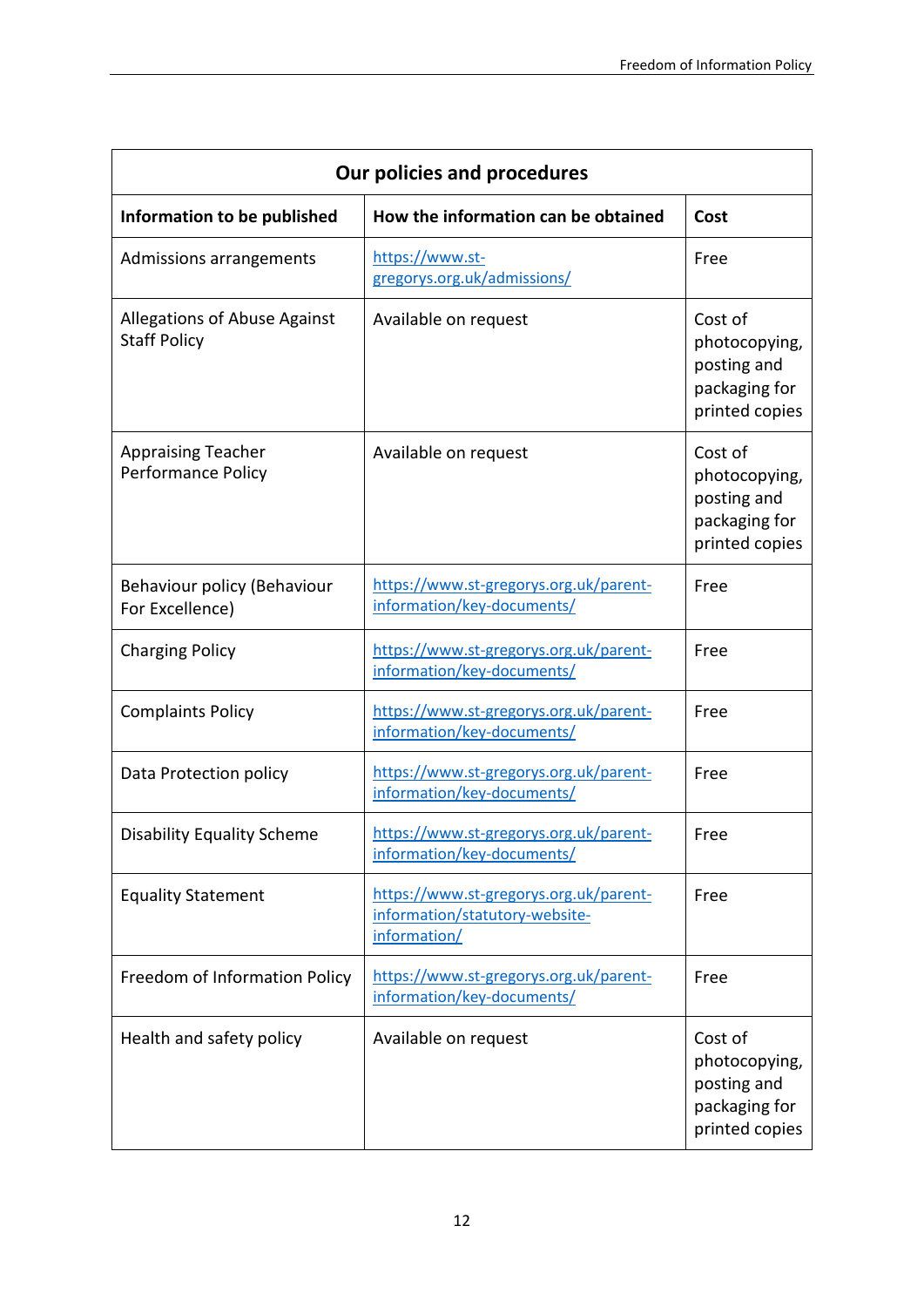| Our policies and procedures | | |
|---|---|---|
| **Information to be published** | **How the information can be obtained** | **Cost** |
| Admissions arrangements | https://www.st-gregorys.org.uk/admissions/ | Free |
| Allegations of Abuse Against Staff Policy | Available on request | Cost of photocopying, posting and packaging for printed copies |
| Appraising Teacher Performance Policy | Available on request | Cost of photocopying, posting and packaging for printed copies |
| Behaviour policy (Behaviour For Excellence) | https://www.st-gregorys.org.uk/parent-information/key-documents/ | Free |
| Charging Policy | https://www.st-gregorys.org.uk/parent-information/key-documents/ | Free |
| Complaints Policy | https://www.st-gregorys.org.uk/parent-information/key-documents/ | Free |
| Data Protection policy | https://www.st-gregorys.org.uk/parent-information/key-documents/ | Free |
| Disability Equality Scheme | https://www.st-gregorys.org.uk/parent-information/key-documents/ | Free |
| Equality Statement | https://www.st-gregorys.org.uk/parent-information/statutory-website-information/ | Free |
| Freedom of Information Policy | https://www.st-gregorys.org.uk/parent-information/key-documents/ | Free |
| Health and safety policy | Available on request | Cost of photocopying, posting and packaging for printed copies |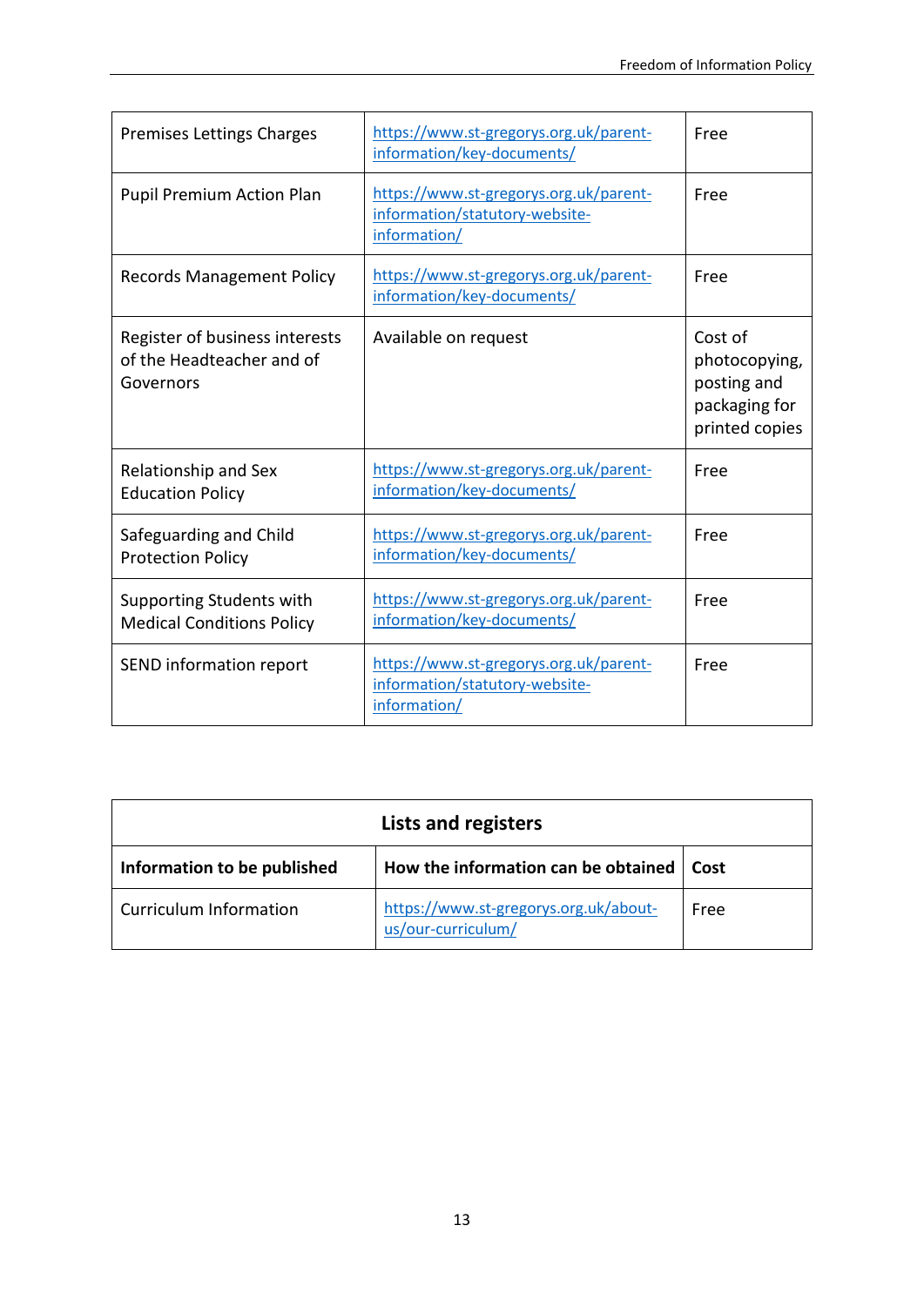| | | |
|---|---|---|
| Premises Lettings Charges | https://www.st-gregorys.org.uk/parent-information/key-documents/ | Free |
| Pupil Premium Action Plan | https://www.st-gregorys.org.uk/parent-information/statutory-website-information/ | Free |
| Records Management Policy | https://www.st-gregorys.org.uk/parent-information/key-documents/ | Free |
| Register of business interests of the Headteacher and of Governors | Available on request | Cost of photocopying, posting and packaging for printed copies |
| Relationship and Sex Education Policy | https://www.st-gregorys.org.uk/parent-information/key-documents/ | Free |
| Safeguarding and Child Protection Policy | https://www.st-gregorys.org.uk/parent-information/key-documents/ | Free |
| Supporting Students with Medical Conditions Policy | https://www.st-gregorys.org.uk/parent-information/key-documents/ | Free |
| SEND information report | https://www.st-gregorys.org.uk/parent-information/statutory-website-information/ | Free |

| **Lists and registers** | | |
|---|---|---|
| **Information to be published** | **How the information can be obtained** | **Cost** |
| Curriculum Information | https://www.st-gregorys.org.uk/about-us/our-curriculum/ | Free |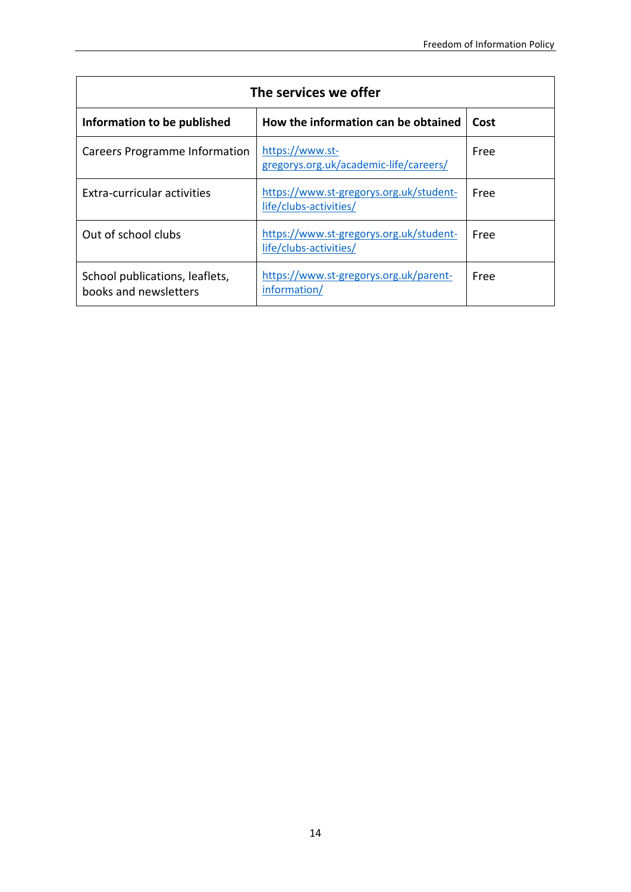| The services we offer | | |
|---|---|---|
| **Information to be published** | **How the information can be obtained** | **Cost** |
| Careers Programme Information | https://www.st-gregorys.org.uk/academic-life/careers/ | Free |
| Extra-curricular activities | https://www.st-gregorys.org.uk/student-life/clubs-activities/ | Free |
| Out of school clubs | https://www.st-gregorys.org.uk/student-life/clubs-activities/ | Free |
| School publications, leaflets, books and newsletters | https://www.st-gregorys.org.uk/parent-information/ | Free |